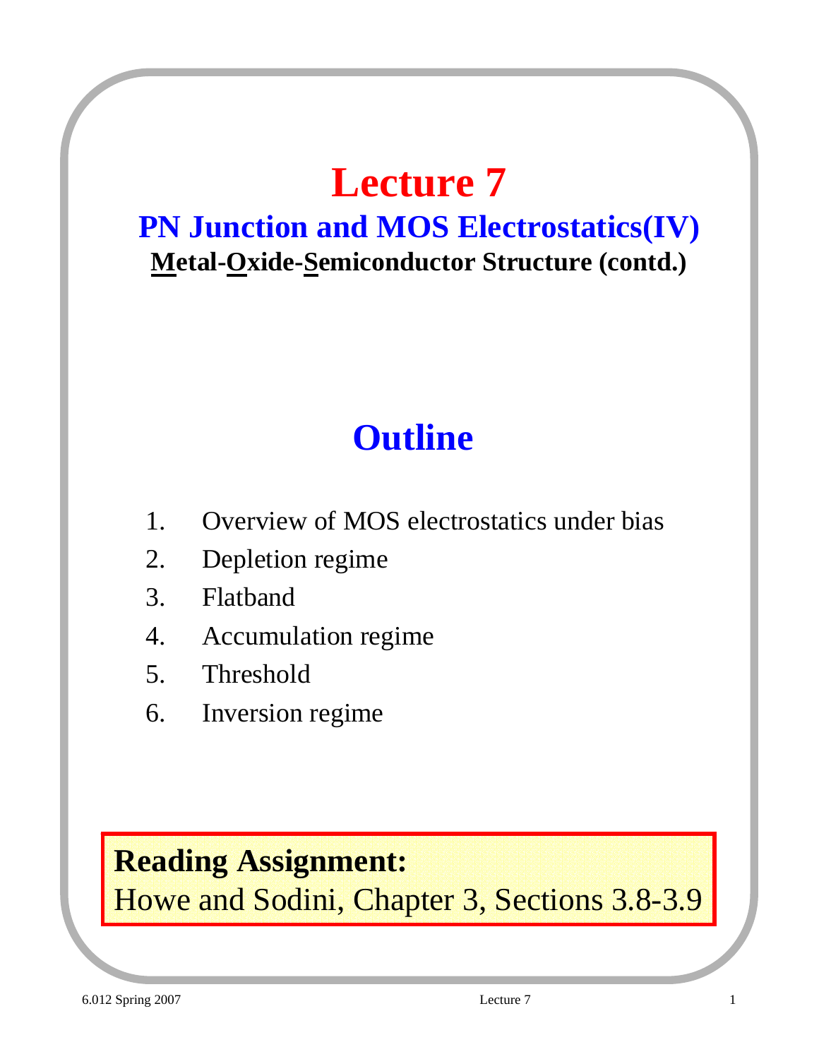# Lecture 7

## PN Junction and MOS Electrostatics(IV)

**Metal-Oxide-Semiconductor Structure (contd.)**

## Outline

1. Overview of MOS electrostatics under bias
2. Depletion regime
3. Flatband
4. Accumulation regime
5. Threshold
6. Inversion regime

**Reading Assignment:**
Howe and Sodini, Chapter 3, Sections 3.8-3.9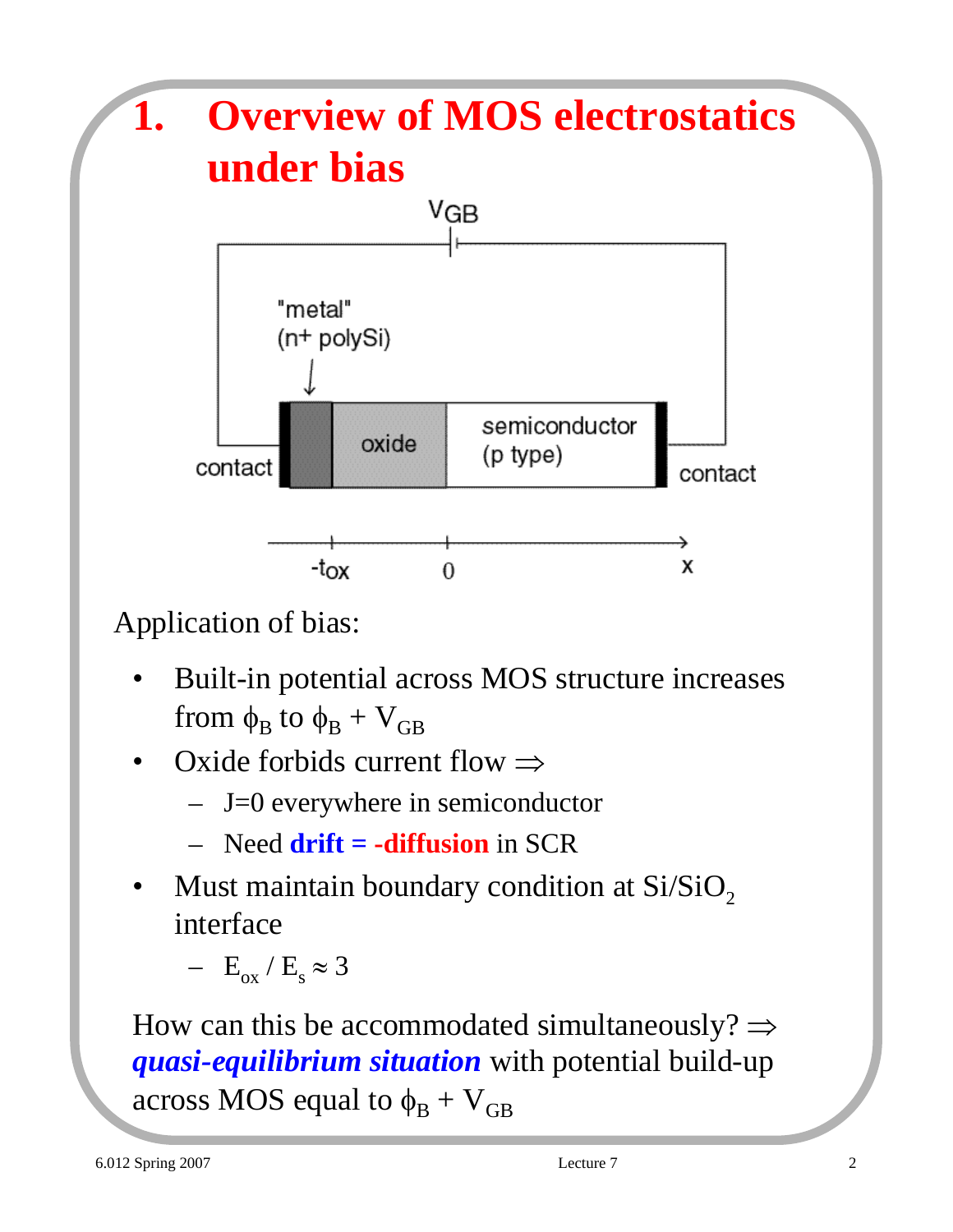# 1. Overview of MOS electrostatics under bias

Application of bias:

- Built-in potential across MOS structure increases from $\phi_B$ to $\phi_B + V_{GB}$
- Oxide forbids current flow ⇒
  - J=0 everywhere in semiconductor
  - Need **drift = -diffusion** in SCR
- Must maintain boundary condition at $Si/SiO_2$ interface
  - $E_{ox} / E_s \approx 3$

How can this be accommodated simultaneously? ⇒ ***quasi-equilibrium situation*** with potential build-up across MOS equal to $\phi_B + V_{GB}$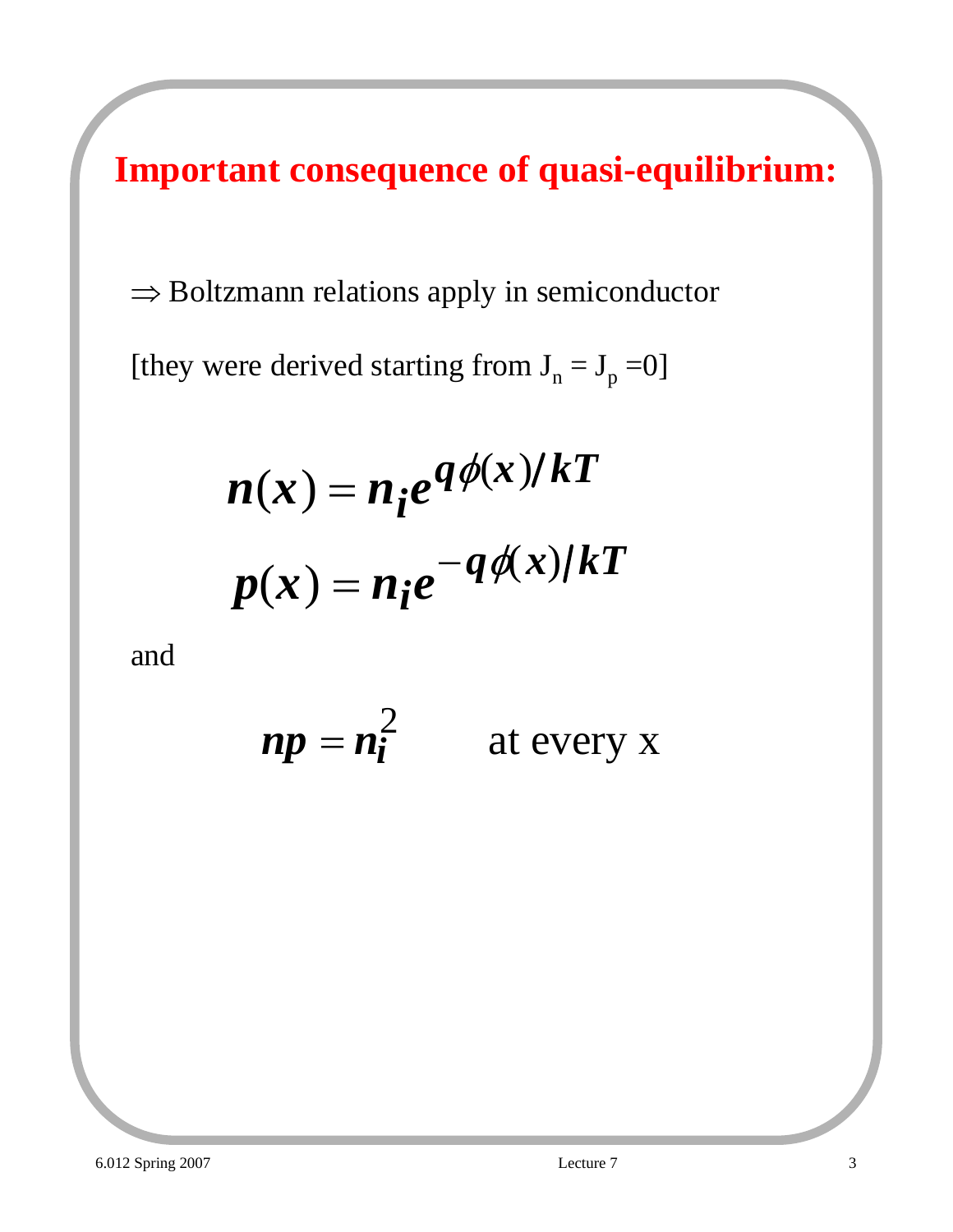## Important consequence of quasi-equilibrium:

$\Rightarrow$ Boltzmann relations apply in semiconductor

[they were derived starting from $J_n = J_p = 0$]

$$n(x) = n_i e^{q\phi(x)/kT}$$

$$p(x) = n_i e^{-q\phi(x)/kT}$$

and

$$np = n_i^2 \qquad \text{at every x}$$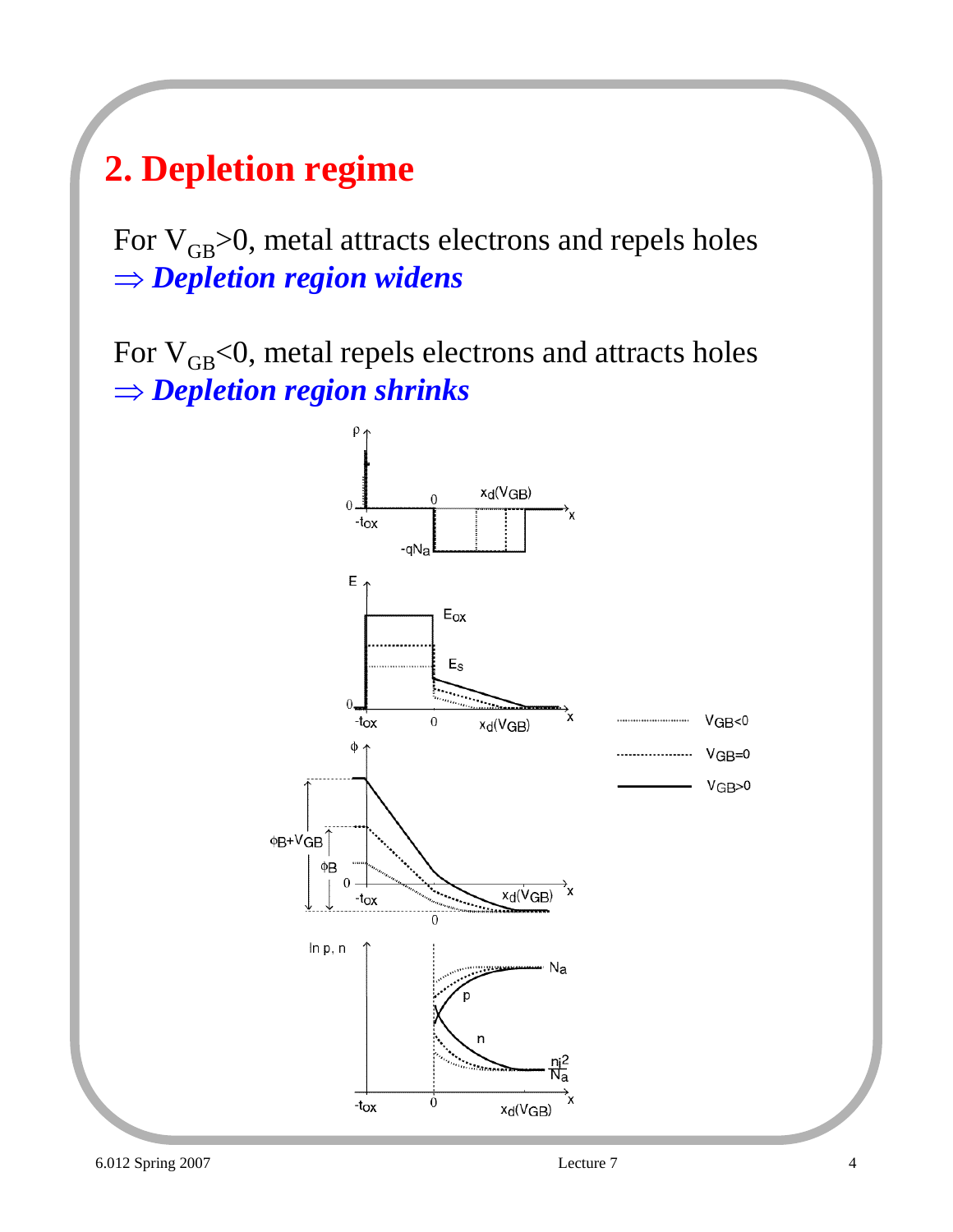## 2. Depletion regime

For $V_{GB}>0$, metal attracts electrons and repels holes
$\Rightarrow$ ***Depletion region widens***

For $V_{GB}<0$, metal repels electrons and attracts holes
$\Rightarrow$ ***Depletion region shrinks***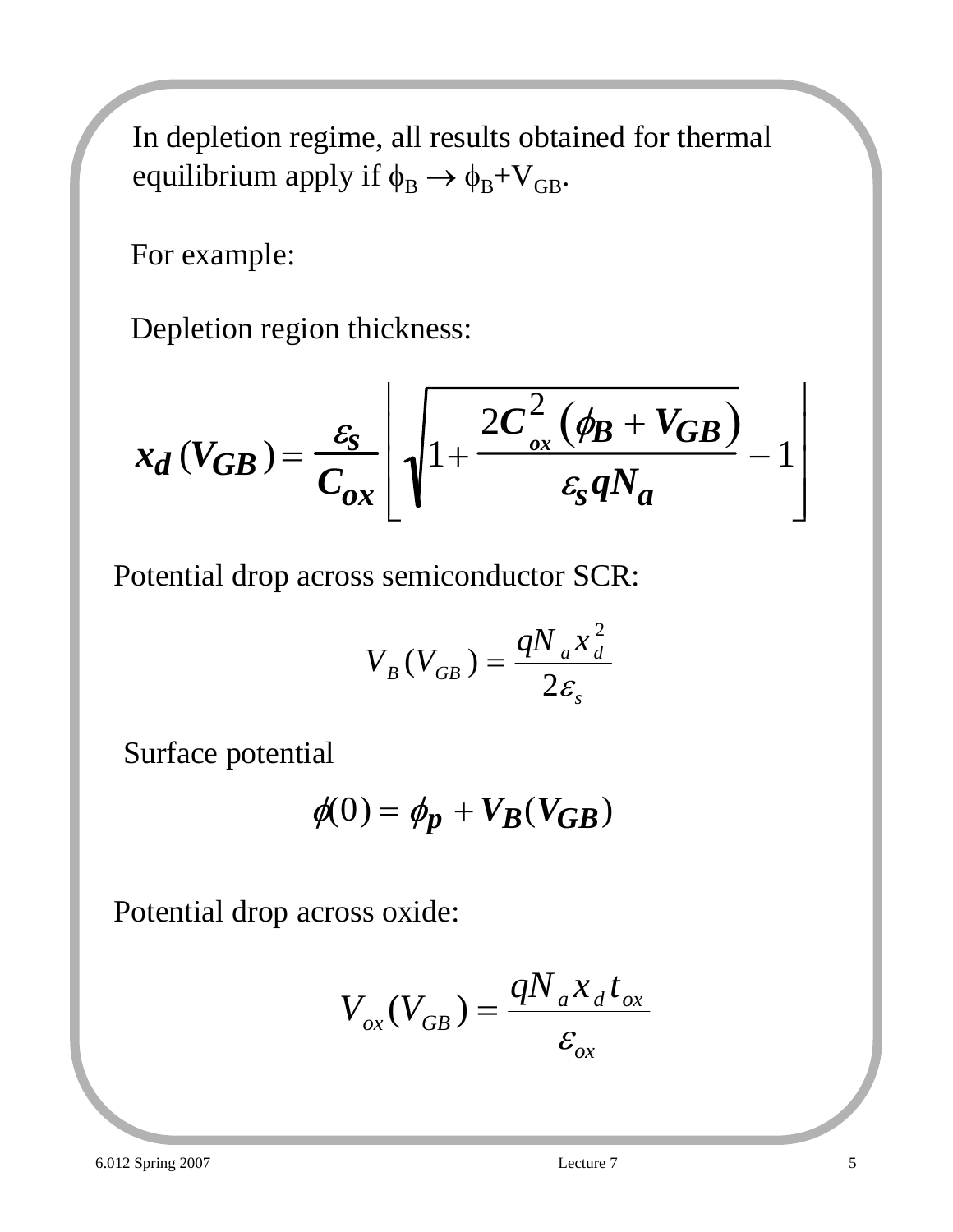In depletion regime, all results obtained for thermal equilibrium apply if $\phi_B \rightarrow \phi_B + V_{GB}$.

For example:

Depletion region thickness:

$$x_d(V_{GB}) = \frac{\varepsilon_s}{C_{ox}} \left[ \sqrt{1 + \frac{2C_{ox}^2 (\phi_B + V_{GB})}{\varepsilon_s q N_a}} - 1 \right]$$

Potential drop across semiconductor SCR:

$$V_B(V_{GB}) = \frac{q N_a x_d^2}{2\varepsilon_s}$$

Surface potential

$$\phi(0) = \phi_p + V_B(V_{GB})$$

Potential drop across oxide:

$$V_{ox}(V_{GB}) = \frac{q N_a x_d t_{ox}}{\varepsilon_{ox}}$$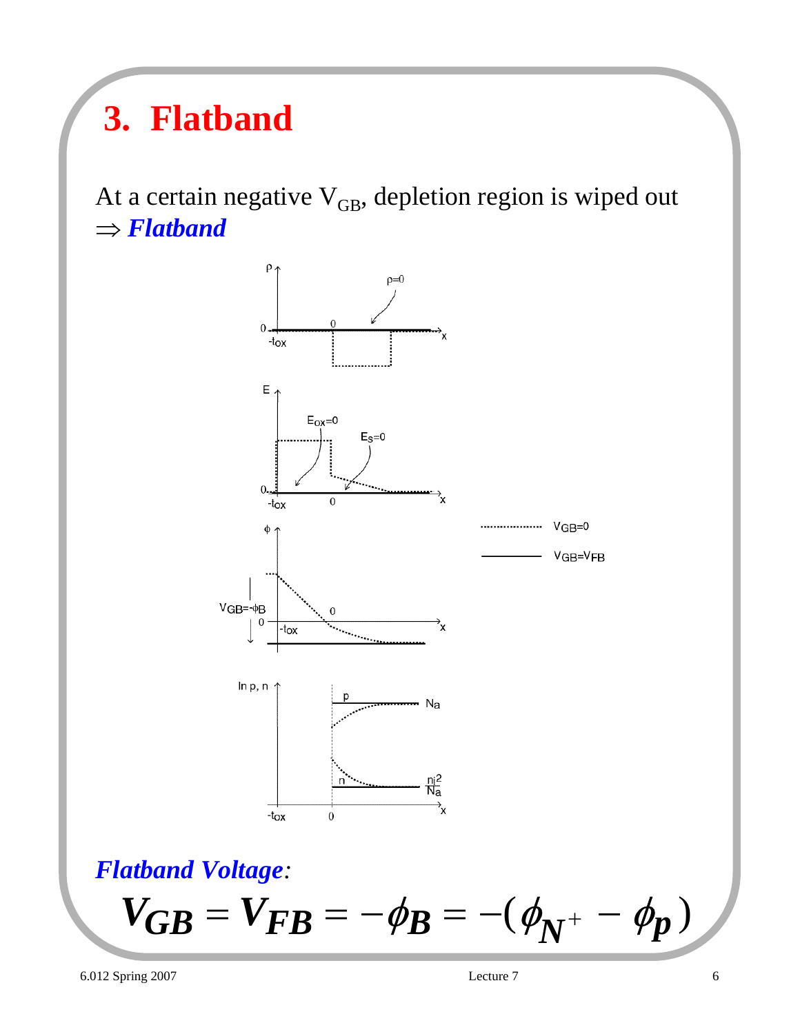# 3. Flatband

At a certain negative $V_{GB}$, depletion region is wiped out

$\Rightarrow$ ***Flatband***

***Flatband Voltage***:

$$V_{GB} = V_{FB} = -\phi_B = -(\phi_{N^+} - \phi_p)$$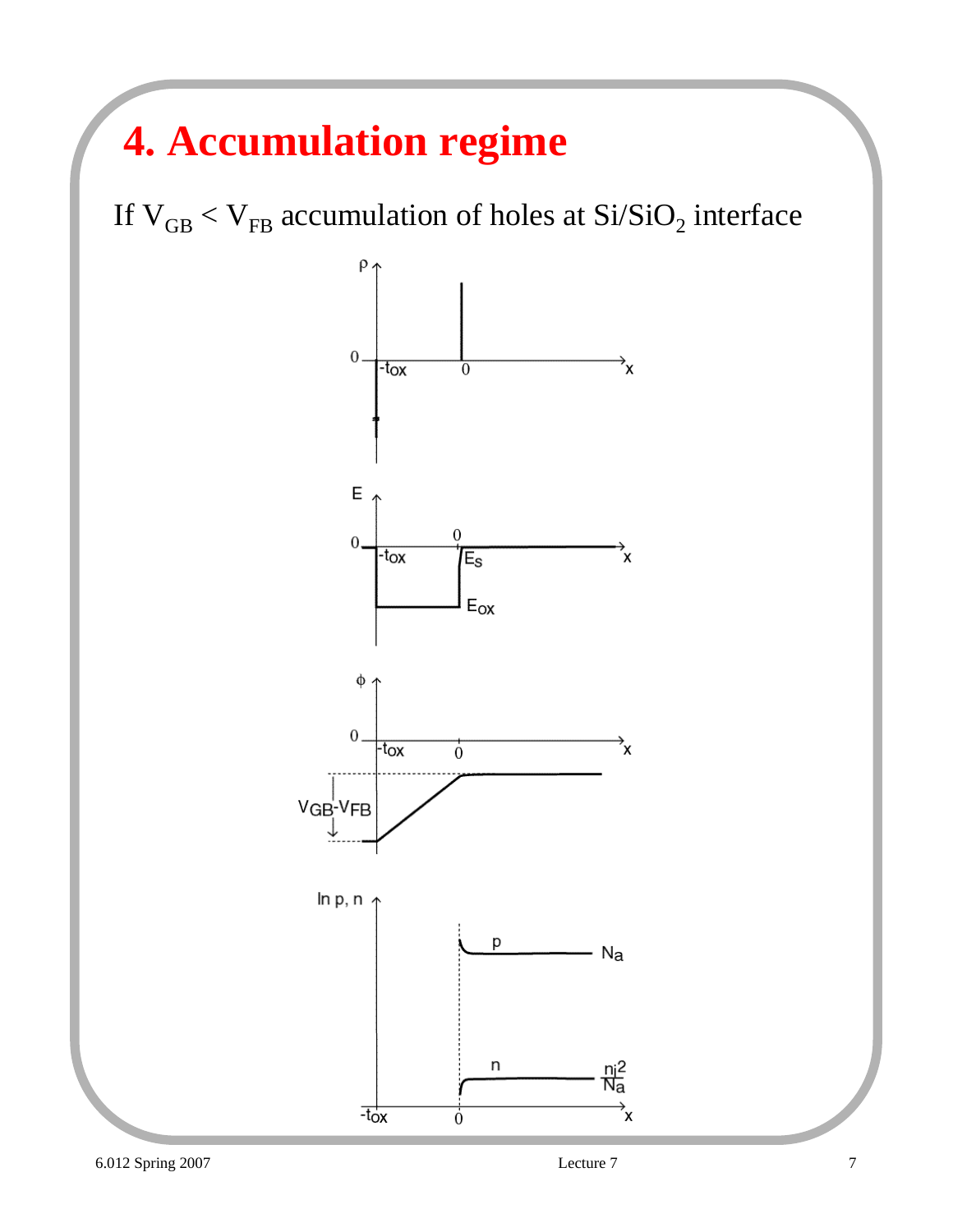# 4. Accumulation regime

If $V_{GB} < V_{FB}$ accumulation of holes at $Si/SiO_2$ interface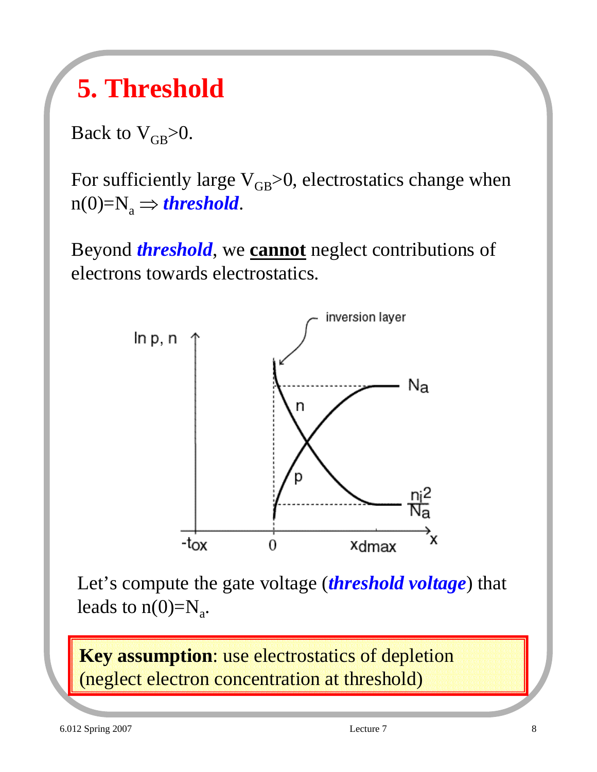# 5. Threshold

Back to $V_{GB}>0$.

For sufficiently large $V_{GB}>0$, electrostatics change when $n(0)=N_a \Rightarrow$ ***threshold***.

Beyond ***threshold***, we **cannot** neglect contributions of electrons towards electrostatics.

Let's compute the gate voltage (***threshold voltage***) that leads to $n(0)=N_a$.

**Key assumption**: use electrostatics of depletion (neglect electron concentration at threshold)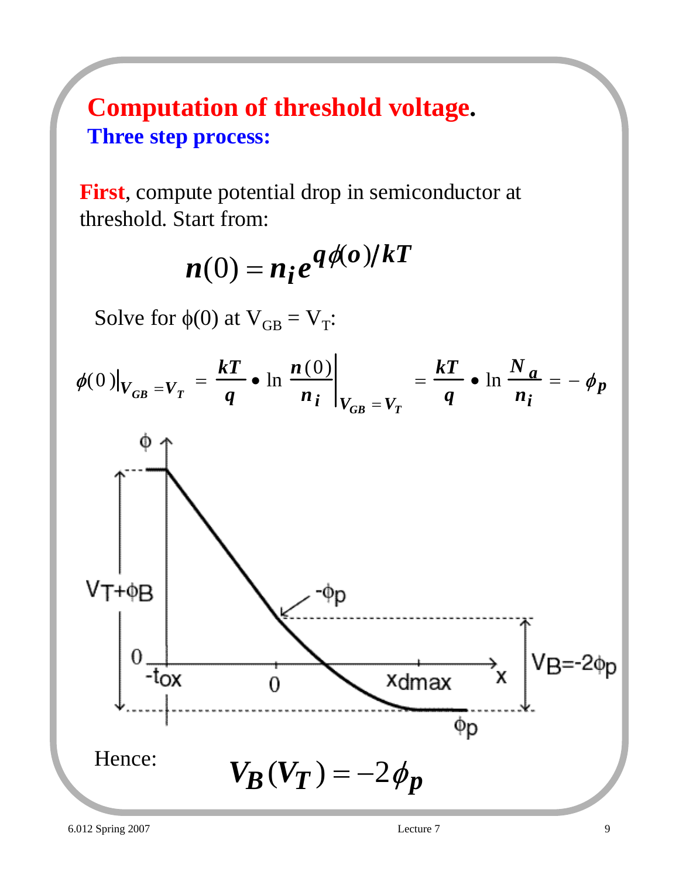# Computation of threshold voltage.

## Three step process:

**First**, compute potential drop in semiconductor at threshold. Start from:

$$n(0) = n_i e^{q\phi(o)/kT}$$

Solve for $\phi(0)$ at $V_{GB} = V_T$:

$$\phi(0)\Big|_{V_{GB}=V_T} = \frac{kT}{q} \bullet \ln \left.\frac{n(0)}{n_i}\right|_{V_{GB}=V_T} = \frac{kT}{q} \bullet \ln \frac{N_a}{n_i} = -\phi_p$$

Hence: $$V_B(V_T) = -2\phi_p$$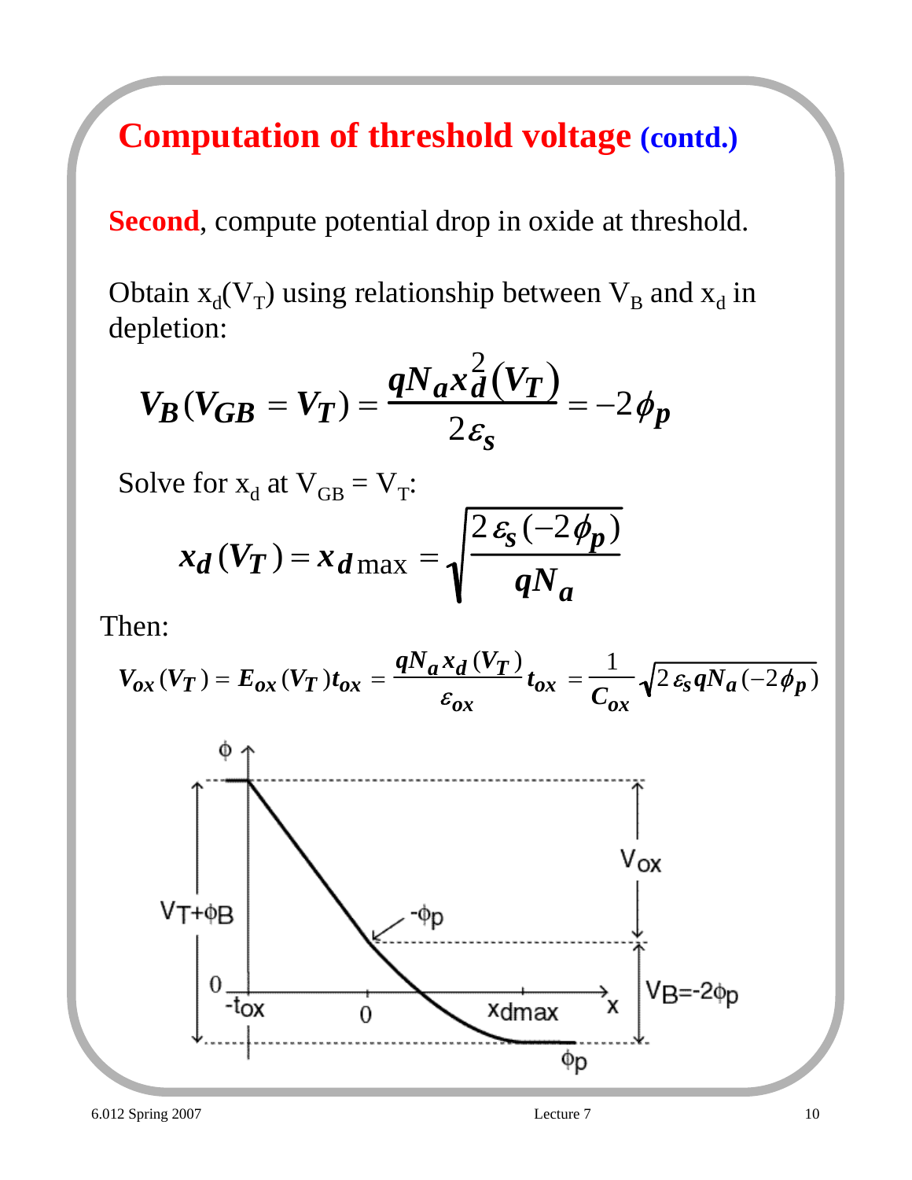# Computation of threshold voltage (contd.)

**Second**, compute potential drop in oxide at threshold.

Obtain $x_d(V_T)$ using relationship between $V_B$ and $x_d$ in depletion:

$$V_B(V_{GB} = V_T) = \frac{qN_a x_d^2(V_T)}{2\varepsilon_s} = -2\phi_p$$

Solve for $x_d$ at $V_{GB} = V_T$:

$$x_d(V_T) = x_{d\max} = \sqrt{\frac{2\varepsilon_s(-2\phi_p)}{qN_a}}$$

Then:

$$V_{ox}(V_T) = E_{ox}(V_T)t_{ox} = \frac{qN_a x_d(V_T)}{\varepsilon_{ox}} t_{ox} = \frac{1}{C_{ox}}\sqrt{2\varepsilon_s qN_a(-2\phi_p)}$$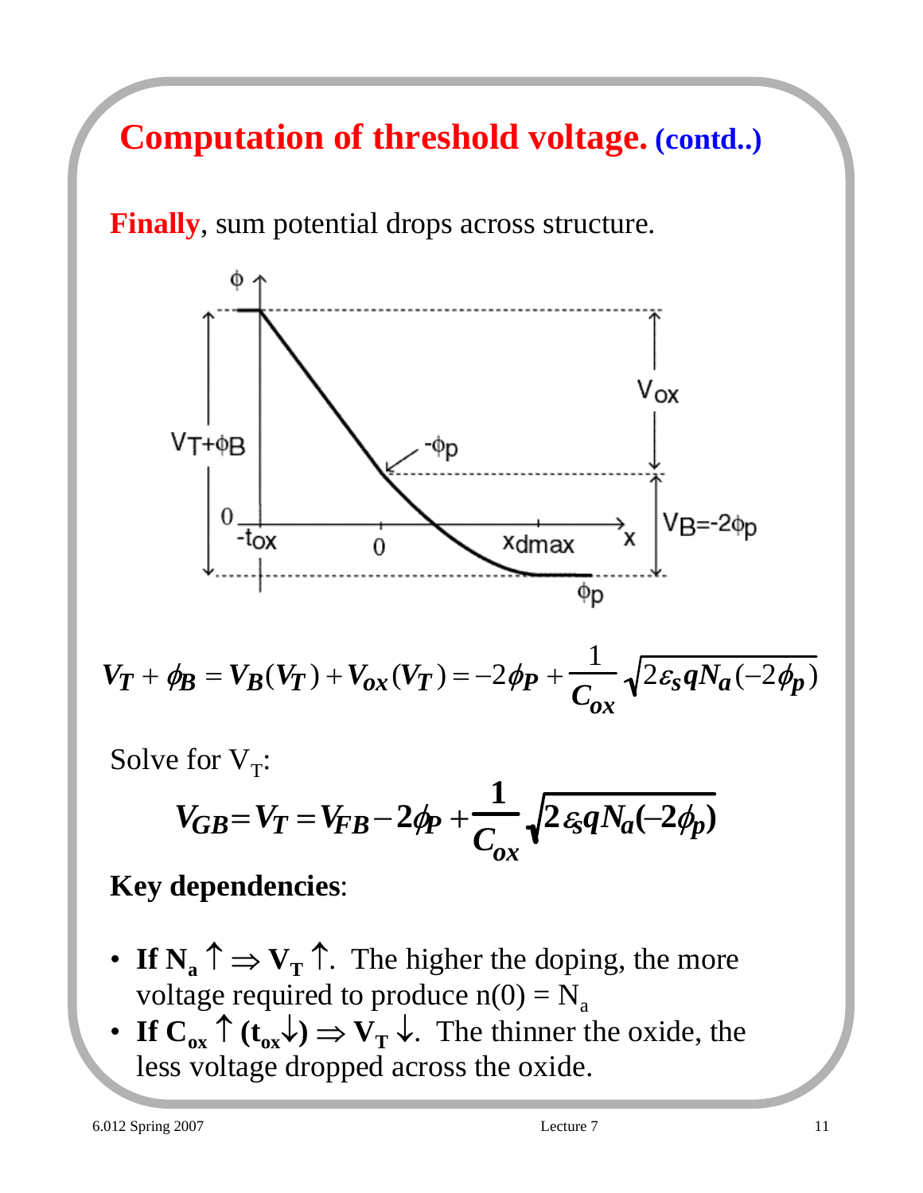# Computation of threshold voltage. (contd..)

**Finally**, sum potential drops across structure.

$$V_T + \phi_B = V_B(V_T) + V_{ox}(V_T) = -2\phi_P + \frac{1}{C_{ox}}\sqrt{2\varepsilon_s q N_a(-2\phi_p)}$$

Solve for $V_T$:

$$V_{GB} = V_T = V_{FB} - 2\phi_P + \frac{1}{C_{ox}}\sqrt{2\varepsilon_s q N_a(-2\phi_p)}$$

**Key dependencies**:

- **If $N_a \uparrow \Rightarrow V_T \uparrow$.** The higher the doping, the more voltage required to produce $n(0) = N_a$
- **If $C_{ox} \uparrow (t_{ox} \downarrow) \Rightarrow V_T \downarrow$.** The thinner the oxide, the less voltage dropped across the oxide.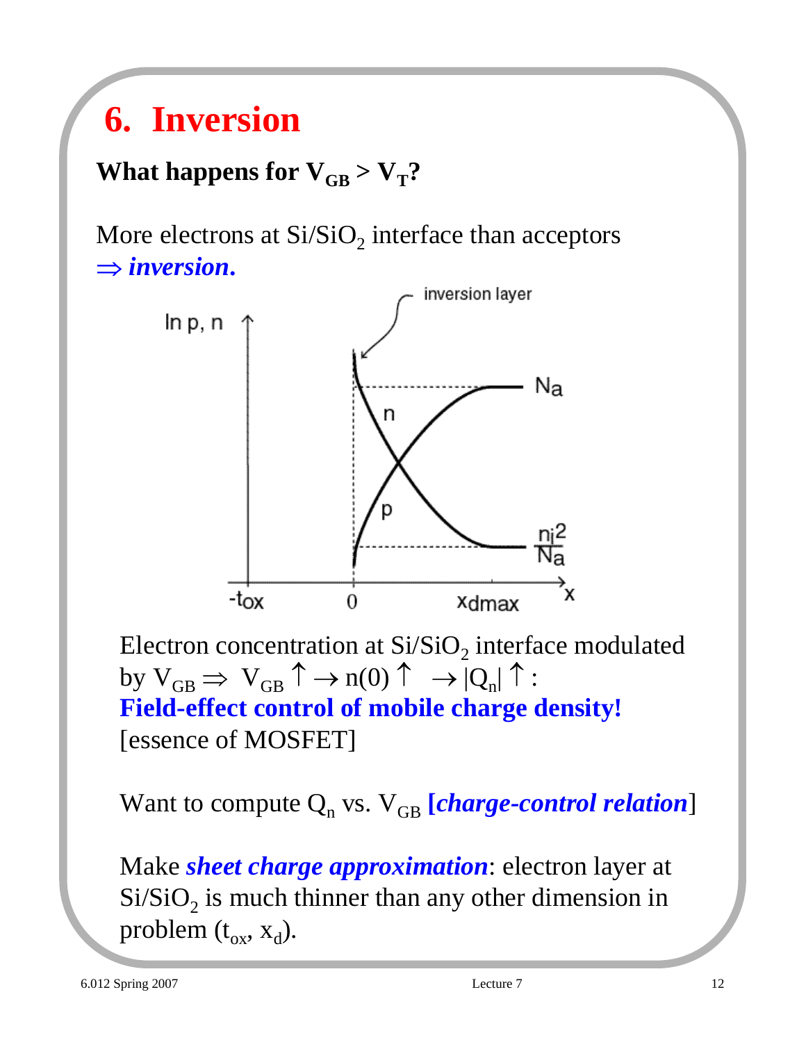# 6. Inversion

**What happens for $V_{GB} > V_T$?**

More electrons at $Si/SiO_2$ interface than acceptors
$\Rightarrow$ ***inversion.***

Electron concentration at $Si/SiO_2$ interface modulated by $V_{GB} \Rightarrow V_{GB}\uparrow \rightarrow n(0)\uparrow \rightarrow |Q_n|\uparrow$:
**Field-effect control of mobile charge density!**
[essence of MOSFET]

Want to compute $Q_n$ vs. $V_{GB}$ **[*charge-control relation*]**

Make ***sheet charge approximation***: electron layer at $Si/SiO_2$ is much thinner than any other dimension in problem ($t_{ox}$, $x_d$).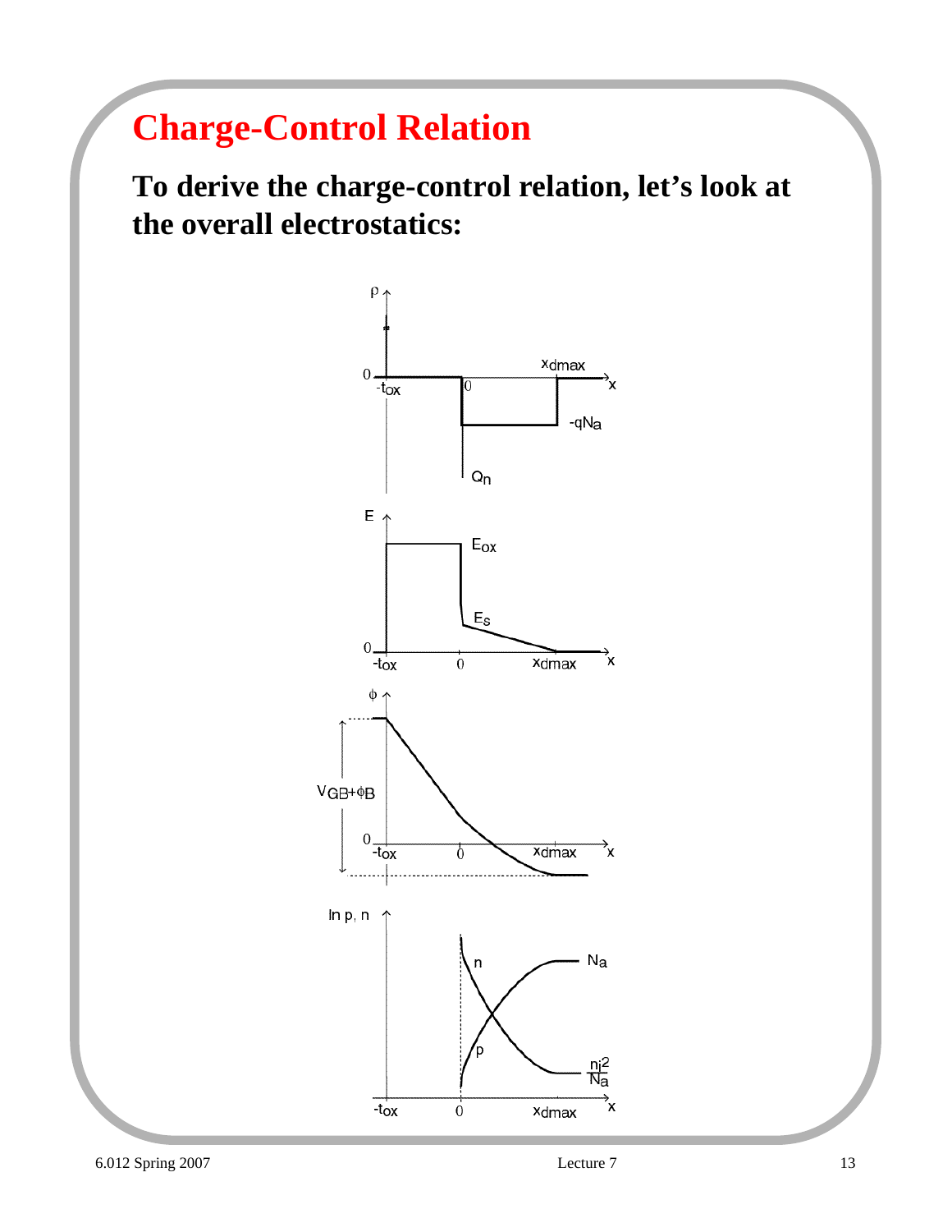# Charge-Control Relation

**To derive the charge-control relation, let's look at the overall electrostatics:**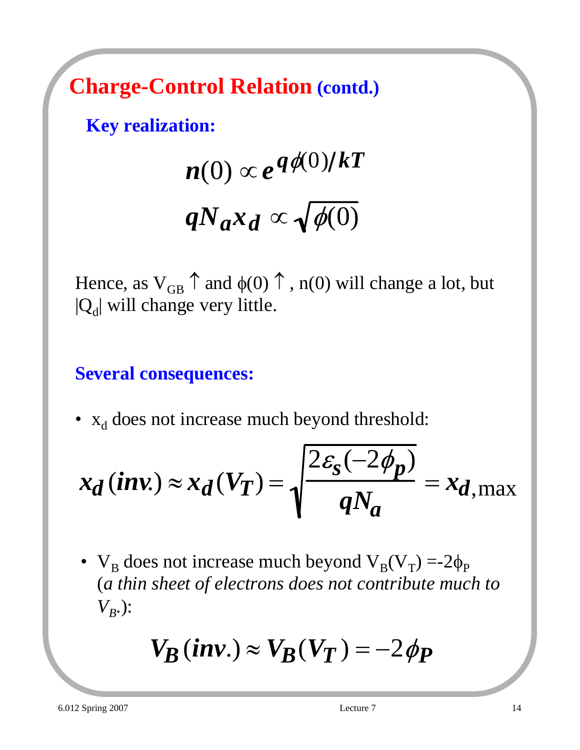## Charge-Control Relation (contd.)

**Key realization:**

$$n(0) \propto e^{q\phi(0)/kT}$$

$$qN_a x_d \propto \sqrt{\phi(0)}$$

Hence, as $V_{GB} \uparrow$ and $\phi(0) \uparrow$, n(0) will change a lot, but $|Q_d|$ will change very little.

**Several consequences:**

- $x_d$ does not increase much beyond threshold:

$$x_d(inv.) \approx x_d(V_T) = \sqrt{\frac{2\varepsilon_s(-2\phi_p)}{qN_a}} = x_{d,\max}$$

- $V_B$ does not increase much beyond $V_B(V_T) = -2\phi_P$ (*a thin sheet of electrons does not contribute much to $V_B$.*):

$$V_B(inv.) \approx V_B(V_T) = -2\phi_P$$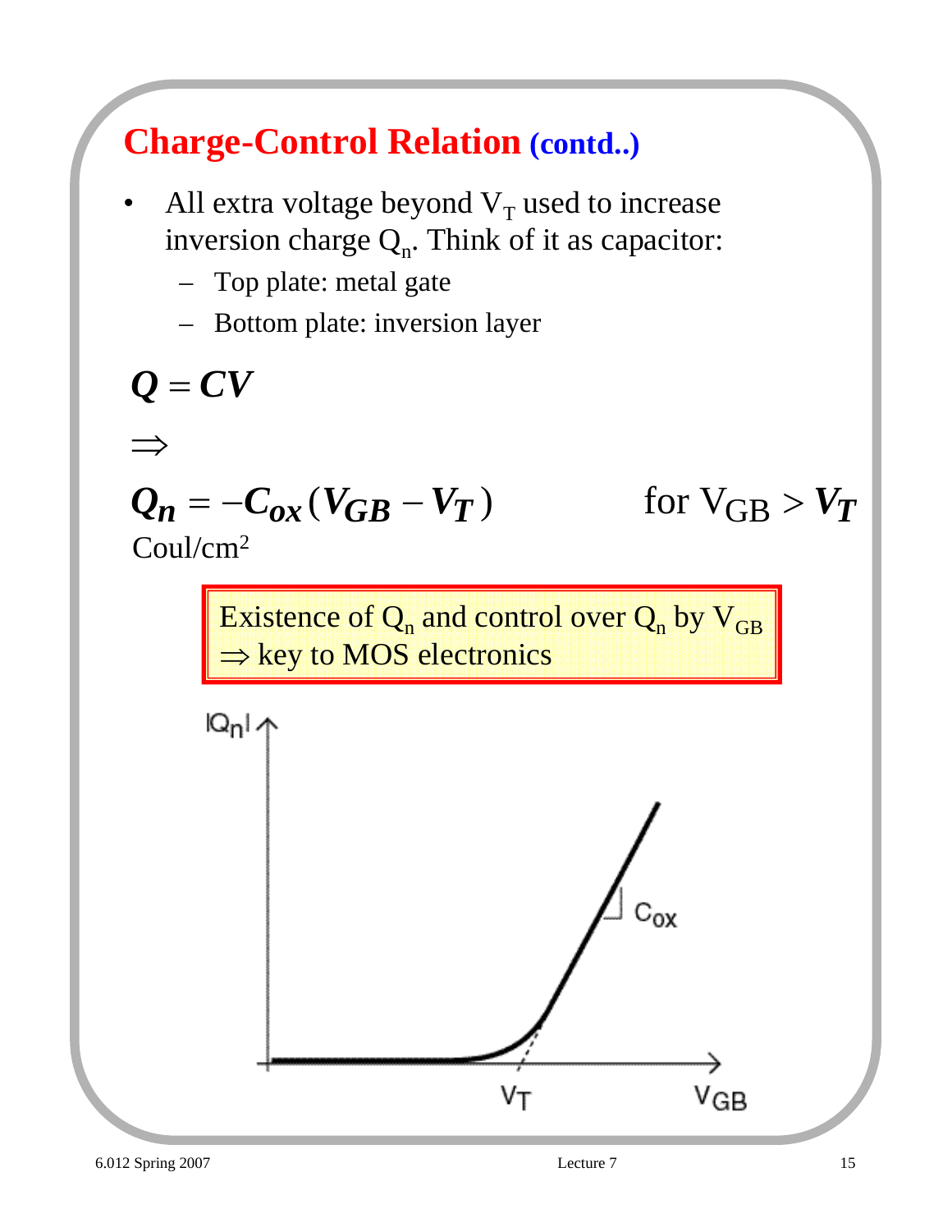# Charge-Control Relation (contd..)

- All extra voltage beyond $V_T$ used to increase inversion charge $Q_n$. Think of it as capacitor:
  - Top plate: metal gate
  - Bottom plate: inversion layer

$$Q = CV$$

$$\Rightarrow$$

$$Q_n = -C_{ox}(V_{GB} - V_T) \qquad \text{for } V_{GB} > V_T$$

Coul/cm$^2$

> Existence of $Q_n$ and control over $Q_n$ by $V_{GB}$ $\Rightarrow$ key to MOS electronics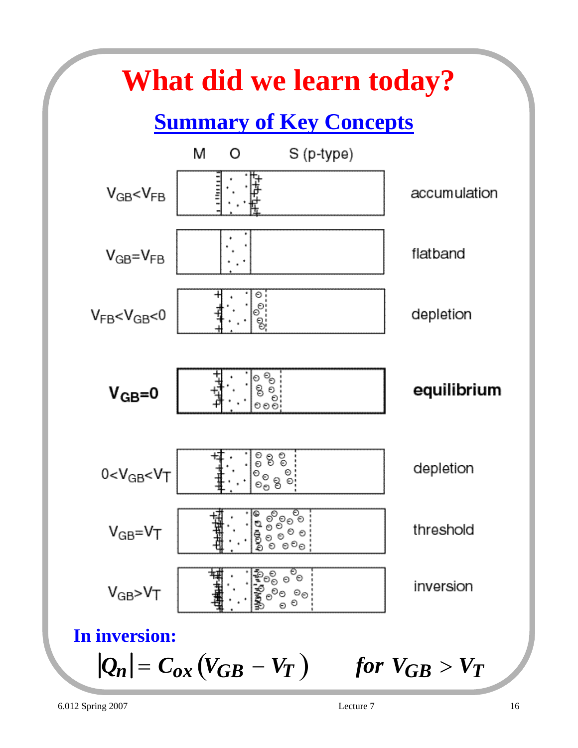# What did we learn today?

## Summary of Key Concepts

M O S (p-type)

$V_{GB}<V_{FB}$ accumulation

$V_{GB}=V_{FB}$ flatband

$V_{FB}<V_{GB}<0$ depletion

$V_{GB}=0$ **equilibrium**

$0<V_{GB}<V_T$ depletion

$V_{GB}=V_T$ threshold

$V_{GB}>V_T$ inversion

**In inversion:**

$$|Q_n| = C_{ox}\left(V_{GB} - V_T\right) \qquad \textit{for } V_{GB} > V_T$$